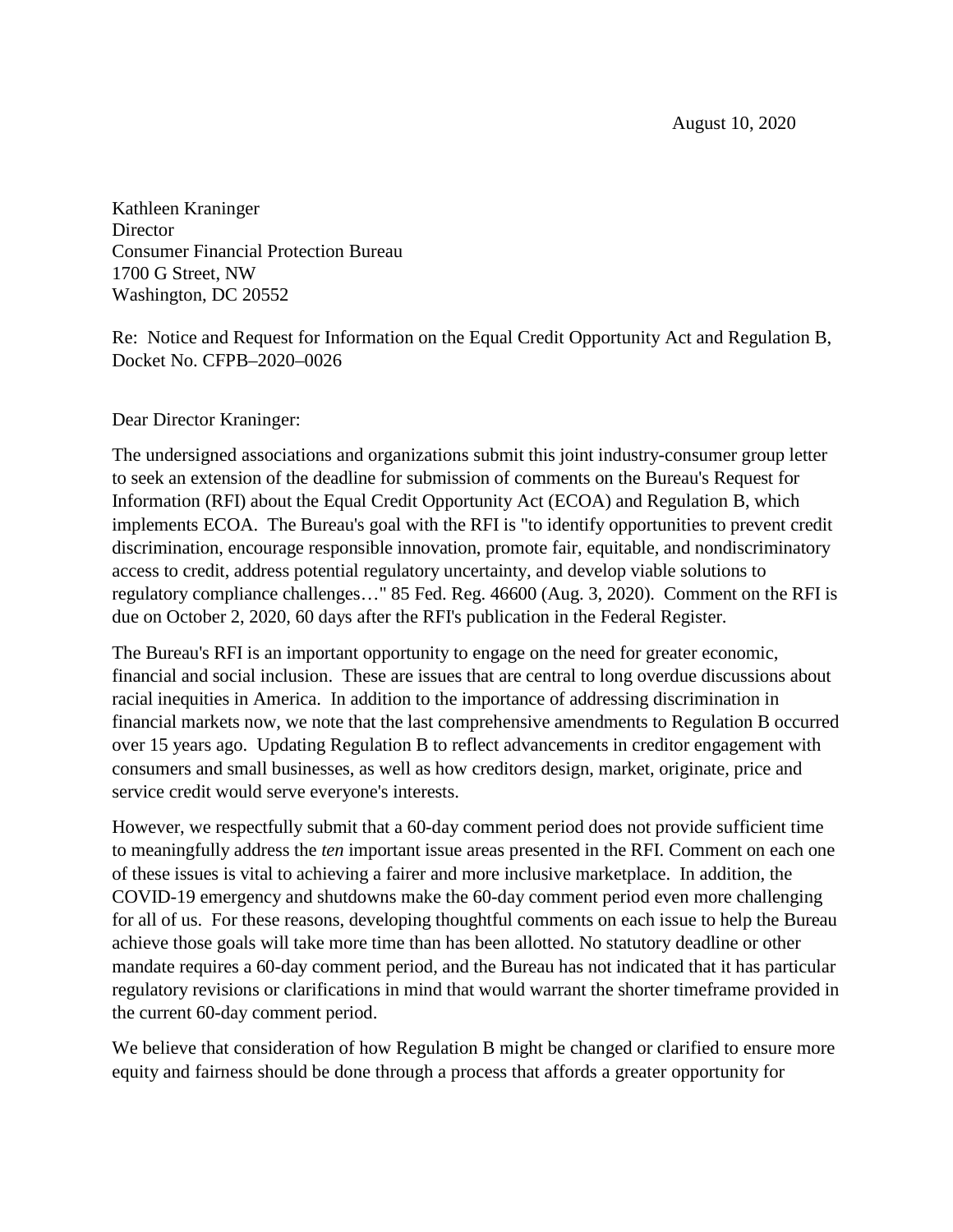August 10, 2020

Kathleen Kraninger
Director
Consumer Financial Protection Bureau
1700 G Street, NW
Washington, DC 20552

Re: Notice and Request for Information on the Equal Credit Opportunity Act and Regulation B, Docket No. CFPB–2020–0026

Dear Director Kraninger:

The undersigned associations and organizations submit this joint industry-consumer group letter to seek an extension of the deadline for submission of comments on the Bureau's Request for Information (RFI) about the Equal Credit Opportunity Act (ECOA) and Regulation B, which implements ECOA. The Bureau's goal with the RFI is "to identify opportunities to prevent credit discrimination, encourage responsible innovation, promote fair, equitable, and nondiscriminatory access to credit, address potential regulatory uncertainty, and develop viable solutions to regulatory compliance challenges…" 85 Fed. Reg. 46600 (Aug. 3, 2020). Comment on the RFI is due on October 2, 2020, 60 days after the RFI's publication in the Federal Register.

The Bureau's RFI is an important opportunity to engage on the need for greater economic, financial and social inclusion. These are issues that are central to long overdue discussions about racial inequities in America. In addition to the importance of addressing discrimination in financial markets now, we note that the last comprehensive amendments to Regulation B occurred over 15 years ago. Updating Regulation B to reflect advancements in creditor engagement with consumers and small businesses, as well as how creditors design, market, originate, price and service credit would serve everyone's interests.

However, we respectfully submit that a 60-day comment period does not provide sufficient time to meaningfully address the *ten* important issue areas presented in the RFI. Comment on each one of these issues is vital to achieving a fairer and more inclusive marketplace. In addition, the COVID-19 emergency and shutdowns make the 60-day comment period even more challenging for all of us. For these reasons, developing thoughtful comments on each issue to help the Bureau achieve those goals will take more time than has been allotted. No statutory deadline or other mandate requires a 60-day comment period, and the Bureau has not indicated that it has particular regulatory revisions or clarifications in mind that would warrant the shorter timeframe provided in the current 60-day comment period.

We believe that consideration of how Regulation B might be changed or clarified to ensure more equity and fairness should be done through a process that affords a greater opportunity for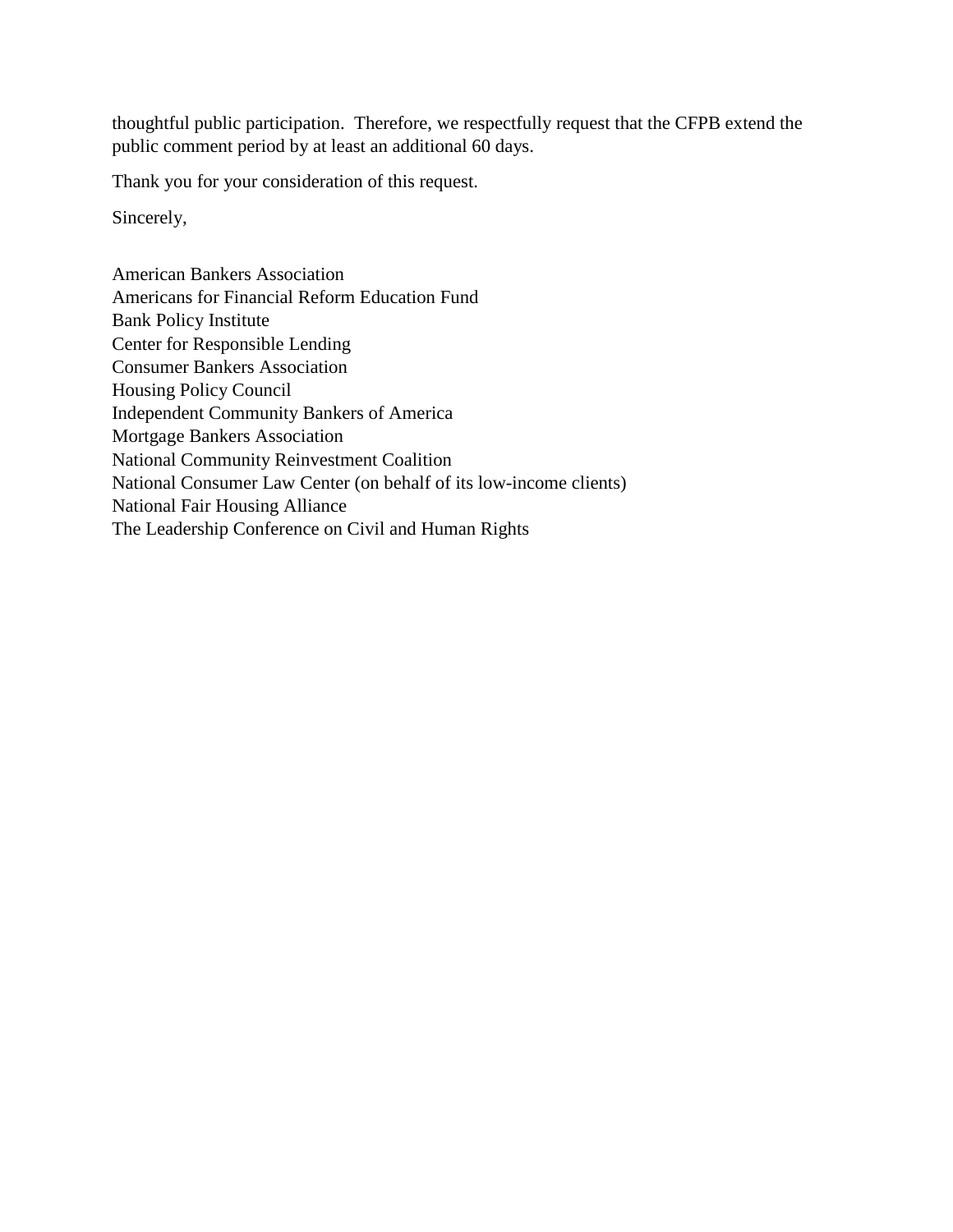thoughtful public participation. Therefore, we respectfully request that the CFPB extend the public comment period by at least an additional 60 days.

Thank you for your consideration of this request.

Sincerely,

American Bankers Association
Americans for Financial Reform Education Fund
Bank Policy Institute
Center for Responsible Lending
Consumer Bankers Association
Housing Policy Council
Independent Community Bankers of America
Mortgage Bankers Association
National Community Reinvestment Coalition
National Consumer Law Center (on behalf of its low-income clients)
National Fair Housing Alliance
The Leadership Conference on Civil and Human Rights